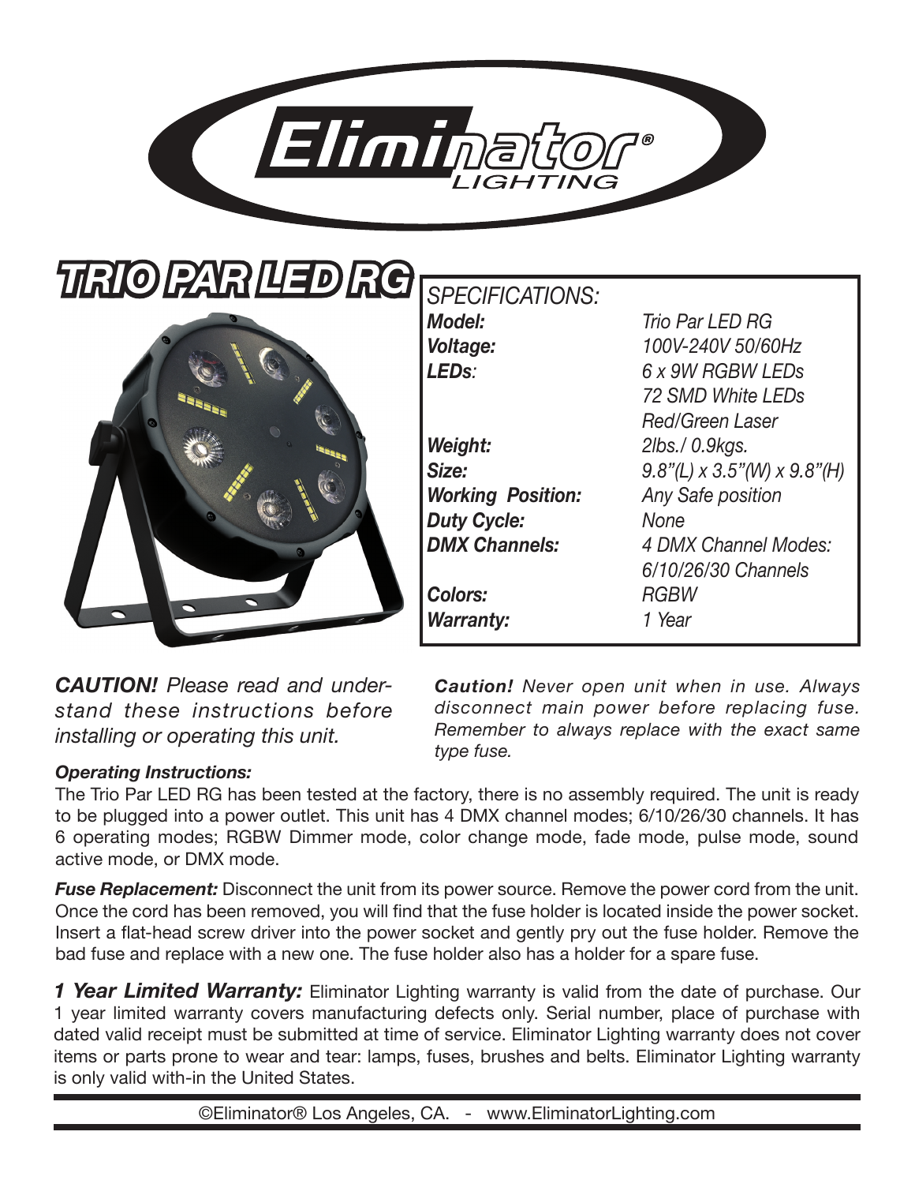# Eliminator® LIGHTING

# TRIO PAR LED RG

| SPECIFICATIONS: | |
|---|---|
| ***Model:*** | *Trio Par LED RG* |
| ***Voltage:*** | *100V-240V 50/60Hz* |
| ***LEDs:*** | *6 x 9W RGBW LEDs*<br>*72 SMD White LEDs*<br>*Red/Green Laser* |
| ***Weight:*** | *2lbs./ 0.9kgs.* |
| ***Size:*** | *9.8"(L) x 3.5"(W) x 9.8"(H)* |
| ***Working Position:*** | *Any Safe position* |
| ***Duty Cycle:*** | *None* |
| ***DMX Channels:*** | *4 DMX Channel Modes: 6/10/26/30 Channels* |
| ***Colors:*** | *RGBW* |
| ***Warranty:*** | *1 Year* |

***CAUTION!*** *Please read and understand these instructions before installing or operating this unit.*

***Caution!*** *Never open unit when in use. Always disconnect main power before replacing fuse. Remember to always replace with the exact same type fuse.*

***Operating Instructions:***

The Trio Par LED RG has been tested at the factory, there is no assembly required. The unit is ready to be plugged into a power outlet. This unit has 4 DMX channel modes; 6/10/26/30 channels. It has 6 operating modes; RGBW Dimmer mode, color change mode, fade mode, pulse mode, sound active mode, or DMX mode.

***Fuse Replacement:*** Disconnect the unit from its power source. Remove the power cord from the unit. Once the cord has been removed, you will find that the fuse holder is located inside the power socket. Insert a flat-head screw driver into the power socket and gently pry out the fuse holder. Remove the bad fuse and replace with a new one. The fuse holder also has a holder for a spare fuse.

***1 Year Limited Warranty:*** Eliminator Lighting warranty is valid from the date of purchase. Our 1 year limited warranty covers manufacturing defects only. Serial number, place of purchase with dated valid receipt must be submitted at time of service. Eliminator Lighting warranty does not cover items or parts prone to wear and tear: lamps, fuses, brushes and belts. Eliminator Lighting warranty is only valid with-in the United States.

©Eliminator® Los Angeles, CA. - www.EliminatorLighting.com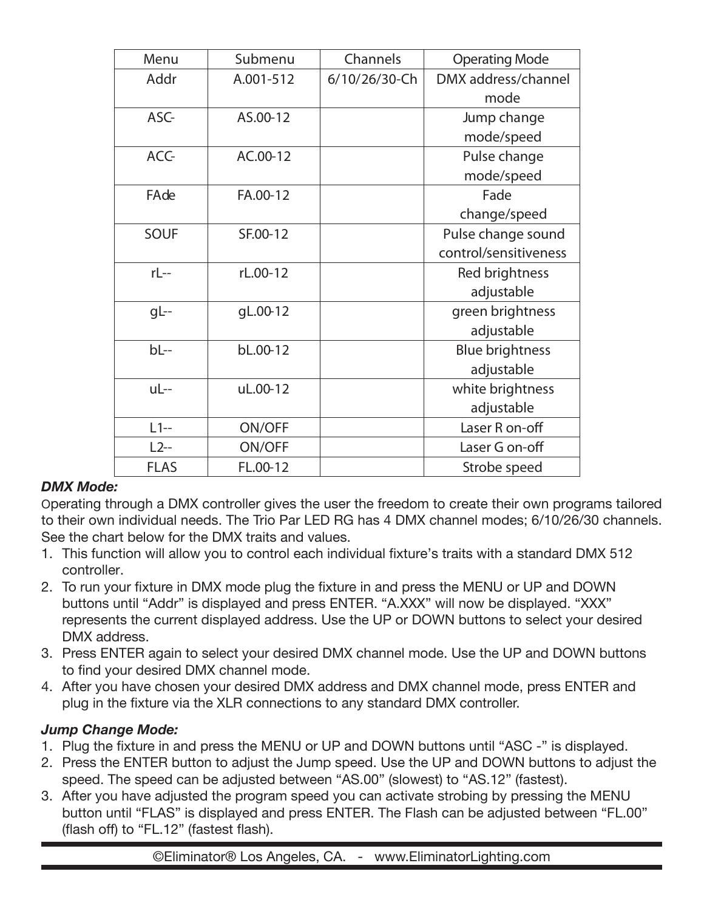| Menu | Submenu | Channels | Operating Mode |
|---|---|---|---|
| Addr | A.001-512 | 6/10/26/30-Ch | DMX address/channel mode |
| ASC- | AS.00-12 | | Jump change mode/speed |
| ACC- | AC.00-12 | | Pulse change mode/speed |
| FAde | FA.00-12 | | Fade change/speed |
| SOUF | SF.00-12 | | Pulse change sound control/sensitiveness |
| rL-- | rL.00-12 | | Red brightness adjustable |
| gL-- | gL.00-12 | | green brightness adjustable |
| bL-- | bL.00-12 | | Blue brightness adjustable |
| uL-- | uL.00-12 | | white brightness adjustable |
| L1-- | ON/OFF | | Laser R on-off |
| L2-- | ON/OFF | | Laser G on-off |
| FLAS | FL.00-12 | | Strobe speed |

***DMX Mode:***

Operating through a DMX controller gives the user the freedom to create their own programs tailored to their own individual needs. The Trio Par LED RG has 4 DMX channel modes; 6/10/26/30 channels. See the chart below for the DMX traits and values.

1. This function will allow you to control each individual fixture's traits with a standard DMX 512 controller.
2. To run your fixture in DMX mode plug the fixture in and press the MENU or UP and DOWN buttons until "Addr" is displayed and press ENTER. "A.XXX" will now be displayed. "XXX" represents the current displayed address. Use the UP or DOWN buttons to select your desired DMX address.
3. Press ENTER again to select your desired DMX channel mode. Use the UP and DOWN buttons to find your desired DMX channel mode.
4. After you have chosen your desired DMX address and DMX channel mode, press ENTER and plug in the fixture via the XLR connections to any standard DMX controller.

***Jump Change Mode:***

1. Plug the fixture in and press the MENU or UP and DOWN buttons until "ASC -" is displayed.
2. Press the ENTER button to adjust the Jump speed. Use the UP and DOWN buttons to adjust the speed. The speed can be adjusted between "AS.00" (slowest) to "AS.12" (fastest).
3. After you have adjusted the program speed you can activate strobing by pressing the MENU button until "FLAS" is displayed and press ENTER. The Flash can be adjusted between "FL.00" (flash off) to "FL.12" (fastest flash).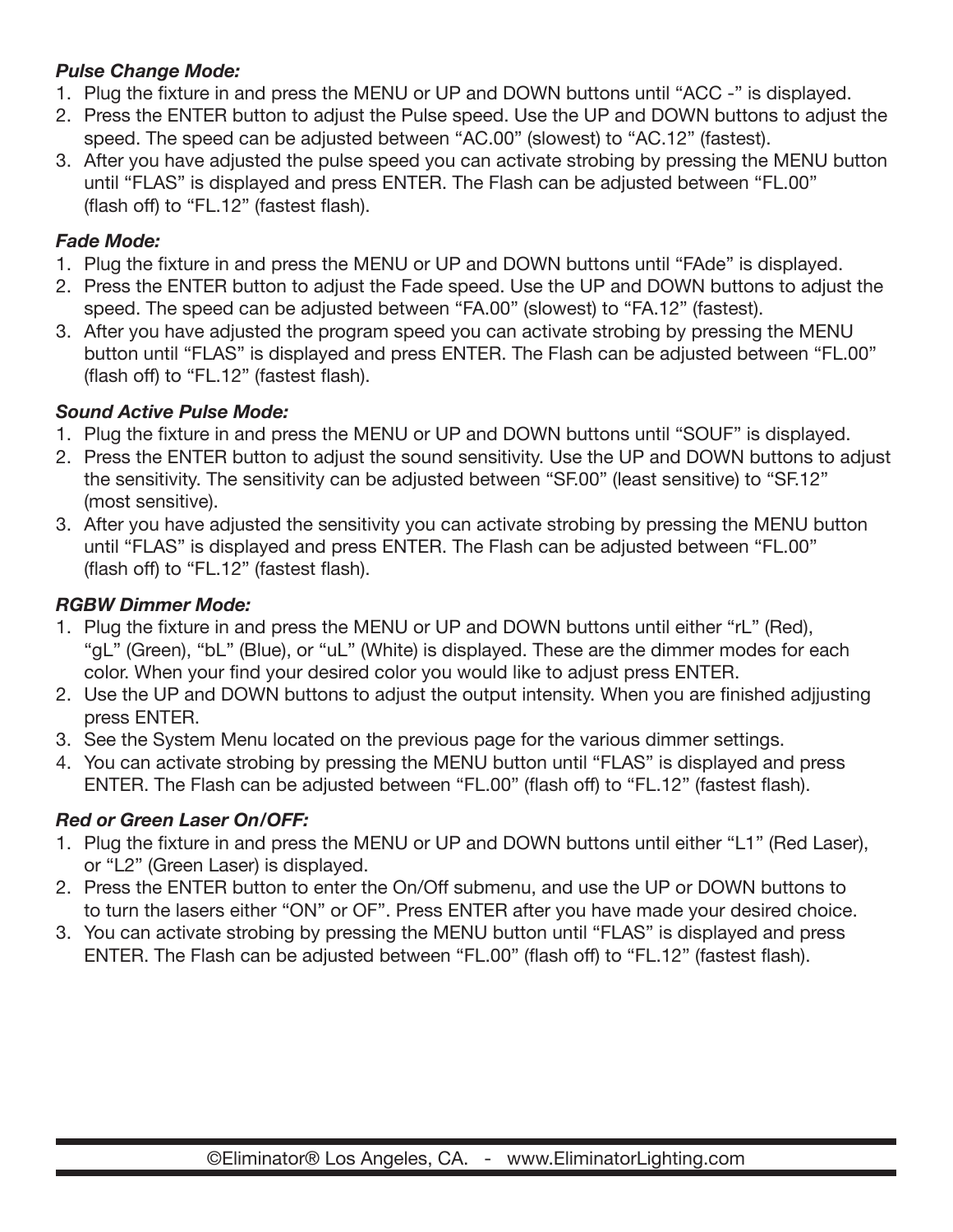***Pulse Change Mode:***

1. Plug the fixture in and press the MENU or UP and DOWN buttons until “ACC -” is displayed.
2. Press the ENTER button to adjust the Pulse speed. Use the UP and DOWN buttons to adjust the speed. The speed can be adjusted between “AC.00” (slowest) to “AC.12” (fastest).
3. After you have adjusted the pulse speed you can activate strobing by pressing the MENU button until “FLAS” is displayed and press ENTER. The Flash can be adjusted between “FL.00” (flash off) to “FL.12” (fastest flash).

***Fade Mode:***

1. Plug the fixture in and press the MENU or UP and DOWN buttons until “FAde” is displayed.
2. Press the ENTER button to adjust the Fade speed. Use the UP and DOWN buttons to adjust the speed. The speed can be adjusted between “FA.00” (slowest) to “FA.12” (fastest).
3. After you have adjusted the program speed you can activate strobing by pressing the MENU button until “FLAS” is displayed and press ENTER. The Flash can be adjusted between “FL.00” (flash off) to “FL.12” (fastest flash).

***Sound Active Pulse Mode:***

1. Plug the fixture in and press the MENU or UP and DOWN buttons until “SOUF” is displayed.
2. Press the ENTER button to adjust the sound sensitivity. Use the UP and DOWN buttons to adjust the sensitivity. The sensitivity can be adjusted between “SF.00” (least sensitive) to “SF.12” (most sensitive).
3. After you have adjusted the sensitivity you can activate strobing by pressing the MENU button until “FLAS” is displayed and press ENTER. The Flash can be adjusted between “FL.00” (flash off) to “FL.12” (fastest flash).

***RGBW Dimmer Mode:***

1. Plug the fixture in and press the MENU or UP and DOWN buttons until either “rL” (Red), “gL” (Green), “bL” (Blue), or “uL” (White) is displayed. These are the dimmer modes for each color. When your find your desired color you would like to adjust press ENTER.
2. Use the UP and DOWN buttons to adjust the output intensity. When you are finished adjjusting press ENTER.
3. See the System Menu located on the previous page for the various dimmer settings.
4. You can activate strobing by pressing the MENU button until “FLAS” is displayed and press ENTER. The Flash can be adjusted between “FL.00” (flash off) to “FL.12” (fastest flash).

***Red or Green Laser On/OFF:***

1. Plug the fixture in and press the MENU or UP and DOWN buttons until either “L1” (Red Laser), or “L2” (Green Laser) is displayed.
2. Press the ENTER button to enter the On/Off submenu, and use the UP or DOWN buttons to to turn the lasers either “ON” or OF”. Press ENTER after you have made your desired choice.
3. You can activate strobing by pressing the MENU button until “FLAS” is displayed and press ENTER. The Flash can be adjusted between “FL.00” (flash off) to “FL.12” (fastest flash).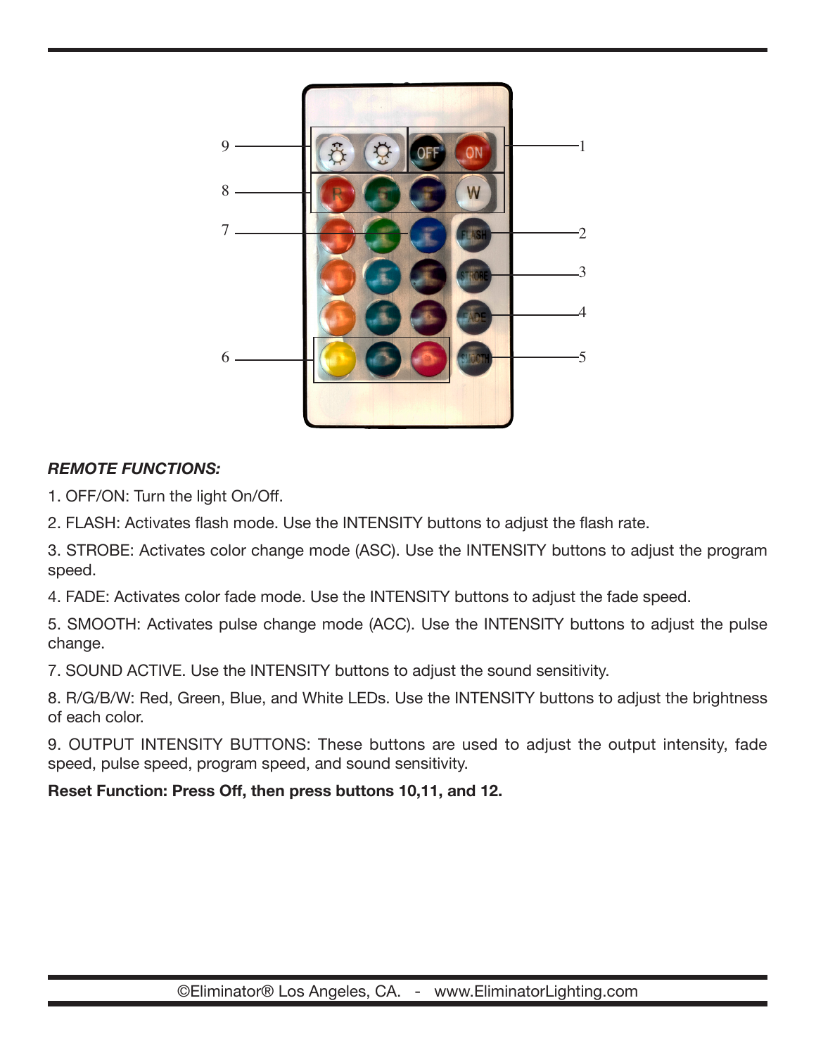***REMOTE FUNCTIONS:***

1. OFF/ON: Turn the light On/Off.

2. FLASH: Activates flash mode. Use the INTENSITY buttons to adjust the flash rate.

3. STROBE: Activates color change mode (ASC). Use the INTENSITY buttons to adjust the program speed.

4. FADE: Activates color fade mode. Use the INTENSITY buttons to adjust the fade speed.

5. SMOOTH: Activates pulse change mode (ACC). Use the INTENSITY buttons to adjust the pulse change.

7. SOUND ACTIVE. Use the INTENSITY buttons to adjust the sound sensitivity.

8. R/G/B/W: Red, Green, Blue, and White LEDs. Use the INTENSITY buttons to adjust the brightness of each color.

9. OUTPUT INTENSITY BUTTONS: These buttons are used to adjust the output intensity, fade speed, pulse speed, program speed, and sound sensitivity.

**Reset Function: Press Off, then press buttons 10,11, and 12.**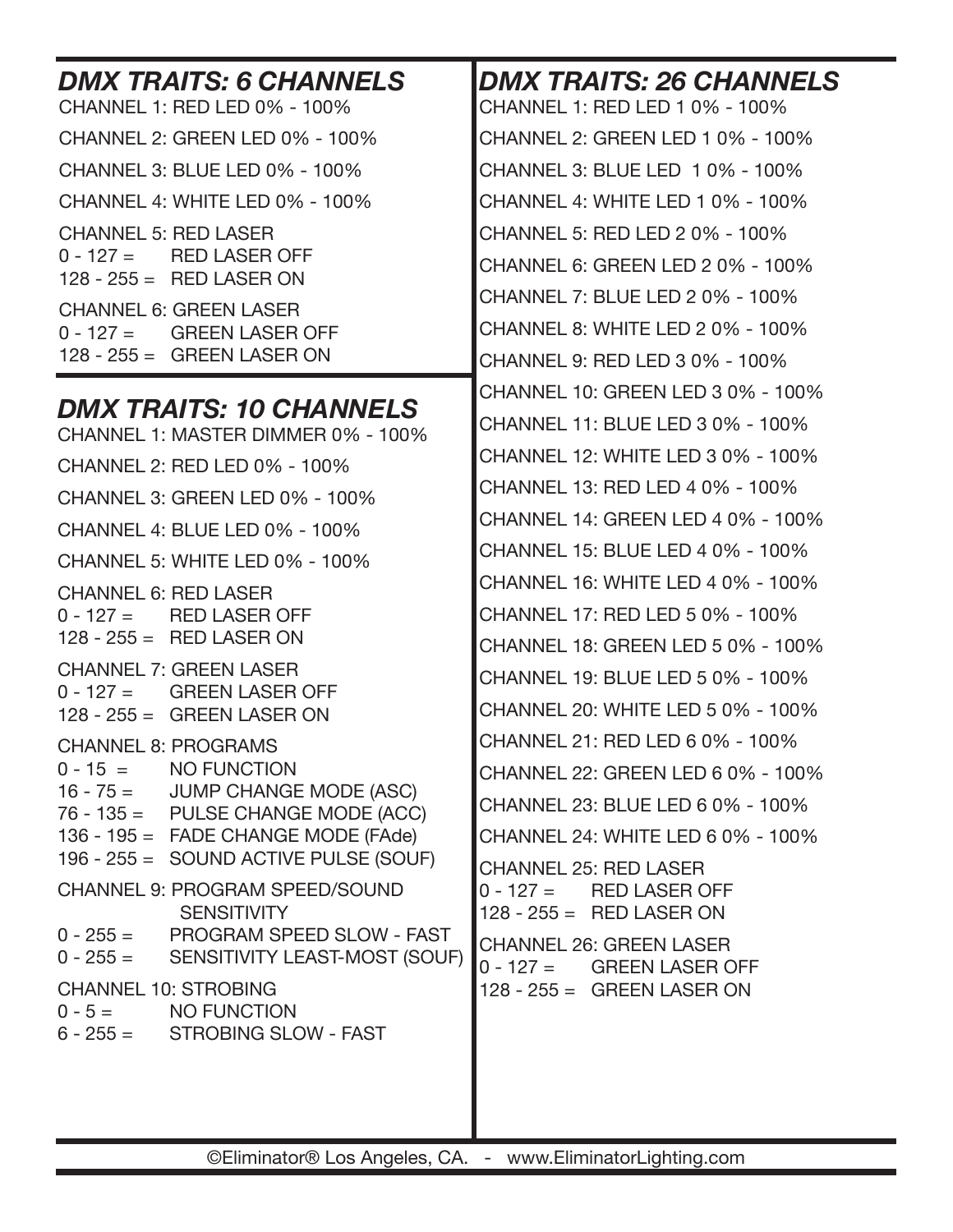## *DMX TRAITS: 6 CHANNELS*

CHANNEL 1: RED LED 0% - 100%

CHANNEL 2: GREEN LED 0% - 100%

CHANNEL 3: BLUE LED 0% - 100%

CHANNEL 4: WHITE LED 0% - 100%

CHANNEL 5: RED LASER
0 - 127 = RED LASER OFF
128 - 255 = RED LASER ON

CHANNEL 6: GREEN LASER
0 - 127 = GREEN LASER OFF
128 - 255 = GREEN LASER ON

## *DMX TRAITS: 10 CHANNELS*

CHANNEL 1: MASTER DIMMER 0% - 100%

CHANNEL 2: RED LED 0% - 100%

CHANNEL 3: GREEN LED 0% - 100%

CHANNEL 4: BLUE LED 0% - 100%

CHANNEL 5: WHITE LED 0% - 100%

CHANNEL 6: RED LASER
0 - 127 = RED LASER OFF
128 - 255 = RED LASER ON

CHANNEL 7: GREEN LASER
0 - 127 = GREEN LASER OFF
128 - 255 = GREEN LASER ON

CHANNEL 8: PROGRAMS
0 - 15 = NO FUNCTION
16 - 75 = JUMP CHANGE MODE (ASC)
76 - 135 = PULSE CHANGE MODE (ACC)
136 - 195 = FADE CHANGE MODE (FAde)
196 - 255 = SOUND ACTIVE PULSE (SOUF)

CHANNEL 9: PROGRAM SPEED/SOUND SENSITIVITY
0 - 255 = PROGRAM SPEED SLOW - FAST
0 - 255 = SENSITIVITY LEAST-MOST (SOUF)

CHANNEL 10: STROBING
0 - 5 = NO FUNCTION
6 - 255 = STROBING SLOW - FAST

## *DMX TRAITS: 26 CHANNELS*

CHANNEL 1: RED LED 1 0% - 100%

CHANNEL 2: GREEN LED 1 0% - 100%

CHANNEL 3: BLUE LED 1 0% - 100%

CHANNEL 4: WHITE LED 1 0% - 100%

CHANNEL 5: RED LED 2 0% - 100%

CHANNEL 6: GREEN LED 2 0% - 100%

CHANNEL 7: BLUE LED 2 0% - 100%

CHANNEL 8: WHITE LED 2 0% - 100%

CHANNEL 9: RED LED 3 0% - 100%

CHANNEL 10: GREEN LED 3 0% - 100%

CHANNEL 11: BLUE LED 3 0% - 100%

CHANNEL 12: WHITE LED 3 0% - 100%

CHANNEL 13: RED LED 4 0% - 100%

CHANNEL 14: GREEN LED 4 0% - 100%

CHANNEL 15: BLUE LED 4 0% - 100%

CHANNEL 16: WHITE LED 4 0% - 100%

CHANNEL 17: RED LED 5 0% - 100%

CHANNEL 18: GREEN LED 5 0% - 100%

CHANNEL 19: BLUE LED 5 0% - 100%

CHANNEL 20: WHITE LED 5 0% - 100%

CHANNEL 21: RED LED 6 0% - 100%

CHANNEL 22: GREEN LED 6 0% - 100%

CHANNEL 23: BLUE LED 6 0% - 100%

CHANNEL 24: WHITE LED 6 0% - 100%

CHANNEL 25: RED LASER
0 - 127 = RED LASER OFF
128 - 255 = RED LASER ON

CHANNEL 26: GREEN LASER
0 - 127 = GREEN LASER OFF
128 - 255 = GREEN LASER ON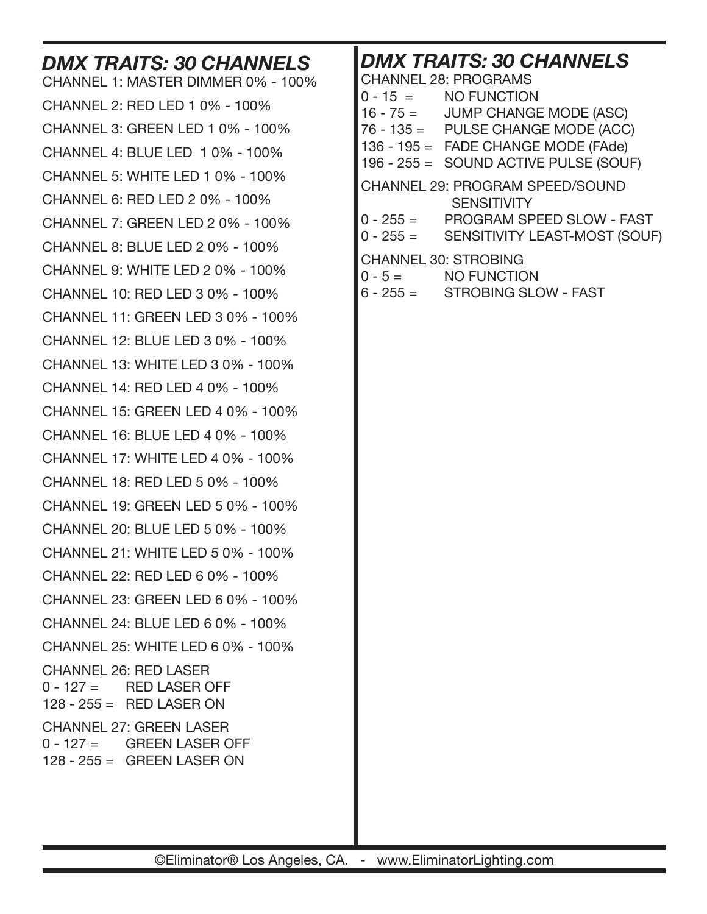## *DMX TRAITS: 30 CHANNELS*

CHANNEL 1: MASTER DIMMER 0% - 100%

CHANNEL 2: RED LED 1 0% - 100%

CHANNEL 3: GREEN LED 1 0% - 100%

CHANNEL 4: BLUE LED 1 0% - 100%

CHANNEL 5: WHITE LED 1 0% - 100%

CHANNEL 6: RED LED 2 0% - 100%

CHANNEL 7: GREEN LED 2 0% - 100%

CHANNEL 8: BLUE LED 2 0% - 100%

CHANNEL 9: WHITE LED 2 0% - 100%

CHANNEL 10: RED LED 3 0% - 100%

CHANNEL 11: GREEN LED 3 0% - 100%

CHANNEL 12: BLUE LED 3 0% - 100%

CHANNEL 13: WHITE LED 3 0% - 100%

CHANNEL 14: RED LED 4 0% - 100%

CHANNEL 15: GREEN LED 4 0% - 100%

CHANNEL 16: BLUE LED 4 0% - 100%

CHANNEL 17: WHITE LED 4 0% - 100%

CHANNEL 18: RED LED 5 0% - 100%

CHANNEL 19: GREEN LED 5 0% - 100%

CHANNEL 20: BLUE LED 5 0% - 100%

CHANNEL 21: WHITE LED 5 0% - 100%

CHANNEL 22: RED LED 6 0% - 100%

CHANNEL 23: GREEN LED 6 0% - 100%

CHANNEL 24: BLUE LED 6 0% - 100%

CHANNEL 25: WHITE LED 6 0% - 100%

CHANNEL 26: RED LASER
0 - 127 = RED LASER OFF
128 - 255 = RED LASER ON

CHANNEL 27: GREEN LASER
0 - 127 = GREEN LASER OFF
128 - 255 = GREEN LASER ON

## *DMX TRAITS: 30 CHANNELS*

CHANNEL 28: PROGRAMS
0 - 15 = NO FUNCTION
16 - 75 = JUMP CHANGE MODE (ASC)
76 - 135 = PULSE CHANGE MODE (ACC)
136 - 195 = FADE CHANGE MODE (FAde)
196 - 255 = SOUND ACTIVE PULSE (SOUF)

CHANNEL 29: PROGRAM SPEED/SOUND SENSITIVITY
0 - 255 = PROGRAM SPEED SLOW - FAST
0 - 255 = SENSITIVITY LEAST-MOST (SOUF)

CHANNEL 30: STROBING
0 - 5 = NO FUNCTION
6 - 255 = STROBING SLOW - FAST